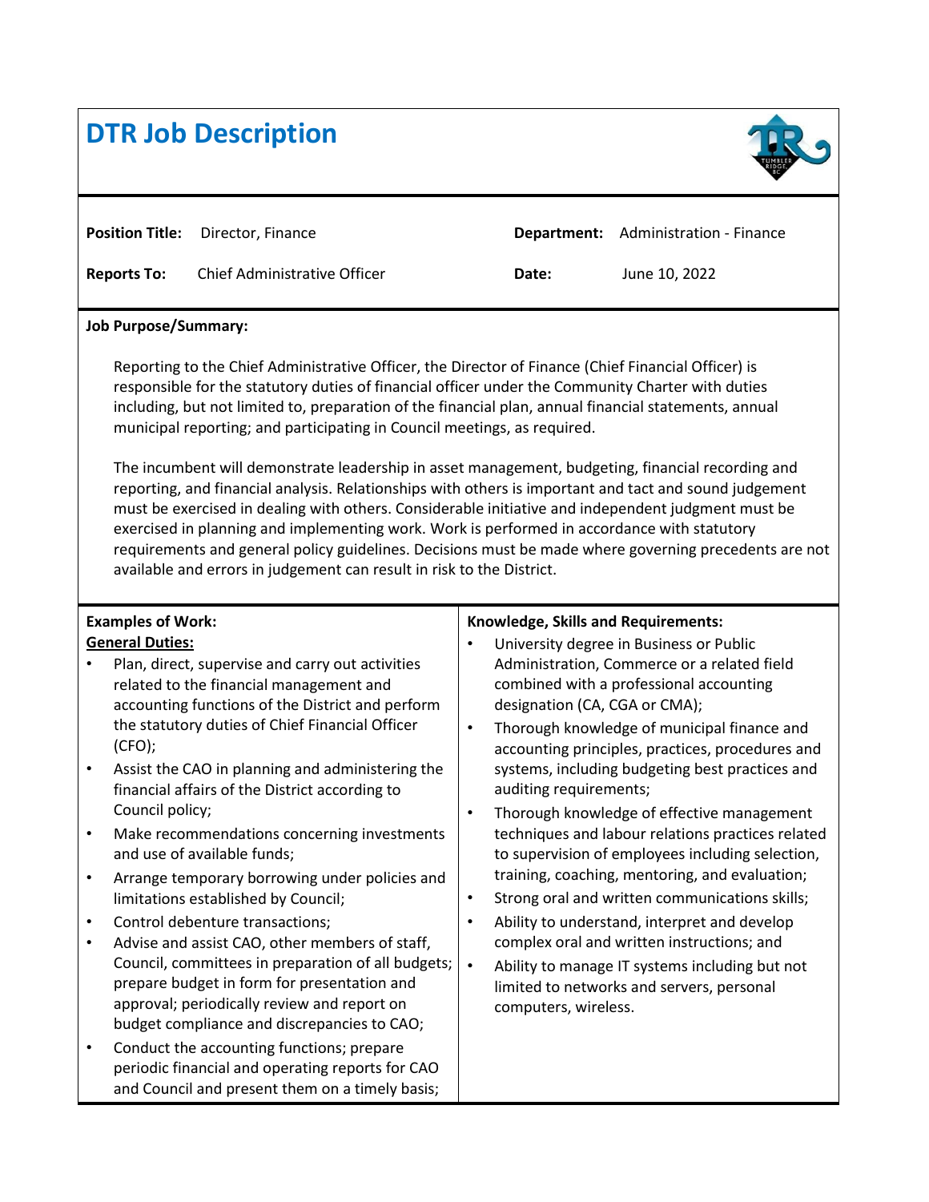# DTR Job Description

| | | | |
|---|---|---|---|
| **Position Title:** | Director, Finance | **Department:** | Administration - Finance |
| **Reports To:** | Chief Administrative Officer | **Date:** | June 10, 2022 |

**Job Purpose/Summary:**

Reporting to the Chief Administrative Officer, the Director of Finance (Chief Financial Officer) is responsible for the statutory duties of financial officer under the Community Charter with duties including, but not limited to, preparation of the financial plan, annual financial statements, annual municipal reporting; and participating in Council meetings, as required.

The incumbent will demonstrate leadership in asset management, budgeting, financial recording and reporting, and financial analysis. Relationships with others is important and tact and sound judgement must be exercised in dealing with others. Considerable initiative and independent judgment must be exercised in planning and implementing work. Work is performed in accordance with statutory requirements and general policy guidelines. Decisions must be made where governing precedents are not available and errors in judgement can result in risk to the District.

**Examples of Work:**

**General Duties:**

- Plan, direct, supervise and carry out activities related to the financial management and accounting functions of the District and perform the statutory duties of Chief Financial Officer (CFO);
- Assist the CAO in planning and administering the financial affairs of the District according to Council policy;
- Make recommendations concerning investments and use of available funds;
- Arrange temporary borrowing under policies and limitations established by Council;
- Control debenture transactions;
- Advise and assist CAO, other members of staff, Council, committees in preparation of all budgets; prepare budget in form for presentation and approval; periodically review and report on budget compliance and discrepancies to CAO;
- Conduct the accounting functions; prepare periodic financial and operating reports for CAO and Council and present them on a timely basis;

**Knowledge, Skills and Requirements:**

- University degree in Business or Public Administration, Commerce or a related field combined with a professional accounting designation (CA, CGA or CMA);
- Thorough knowledge of municipal finance and accounting principles, practices, procedures and systems, including budgeting best practices and auditing requirements;
- Thorough knowledge of effective management techniques and labour relations practices related to supervision of employees including selection, training, coaching, mentoring, and evaluation;
- Strong oral and written communications skills;
- Ability to understand, interpret and develop complex oral and written instructions; and
- Ability to manage IT systems including but not limited to networks and servers, personal computers, wireless.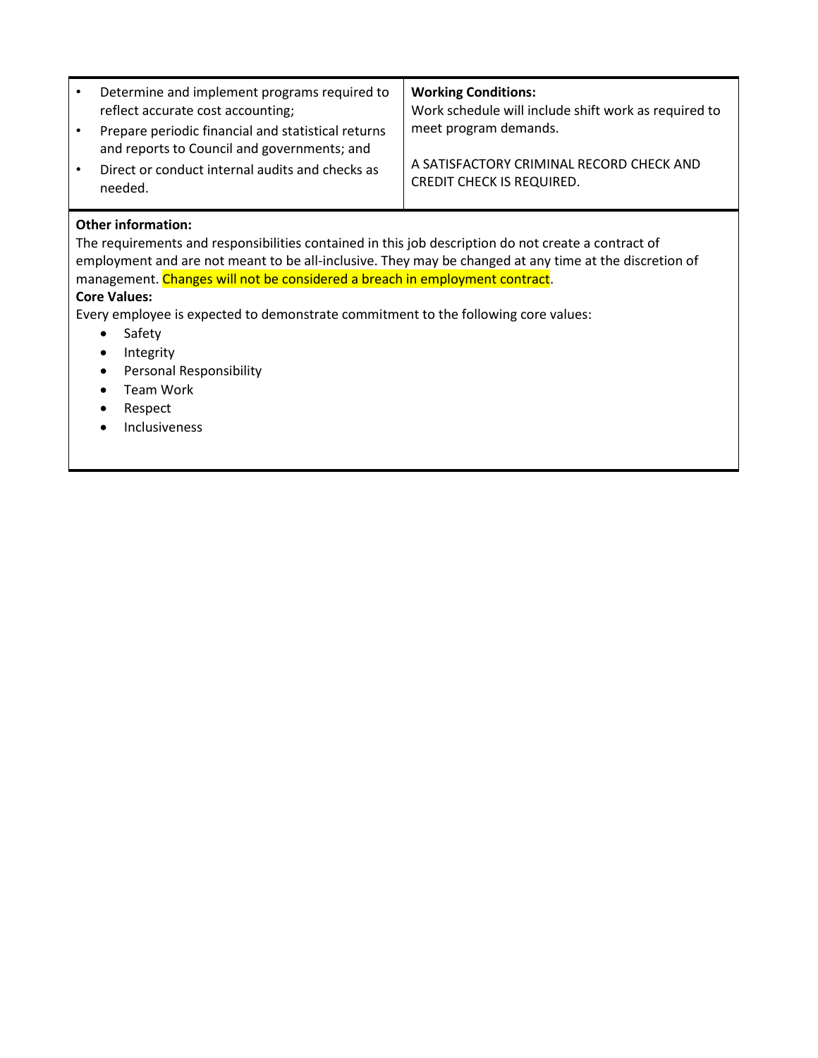| | |
|---|---|
| • Determine and implement programs required to reflect accurate cost accounting;<br>• Prepare periodic financial and statistical returns and reports to Council and governments; and<br>• Direct or conduct internal audits and checks as needed. | **Working Conditions:**<br>Work schedule will include shift work as required to meet program demands.<br><br>A SATISFACTORY CRIMINAL RECORD CHECK AND CREDIT CHECK IS REQUIRED. |

**Other information:**
The requirements and responsibilities contained in this job description do not create a contract of employment and are not meant to be all-inclusive. They may be changed at any time at the discretion of management. Changes will not be considered a breach in employment contract.

**Core Values:**
Every employee is expected to demonstrate commitment to the following core values:

- Safety
- Integrity
- Personal Responsibility
- Team Work
- Respect
- Inclusiveness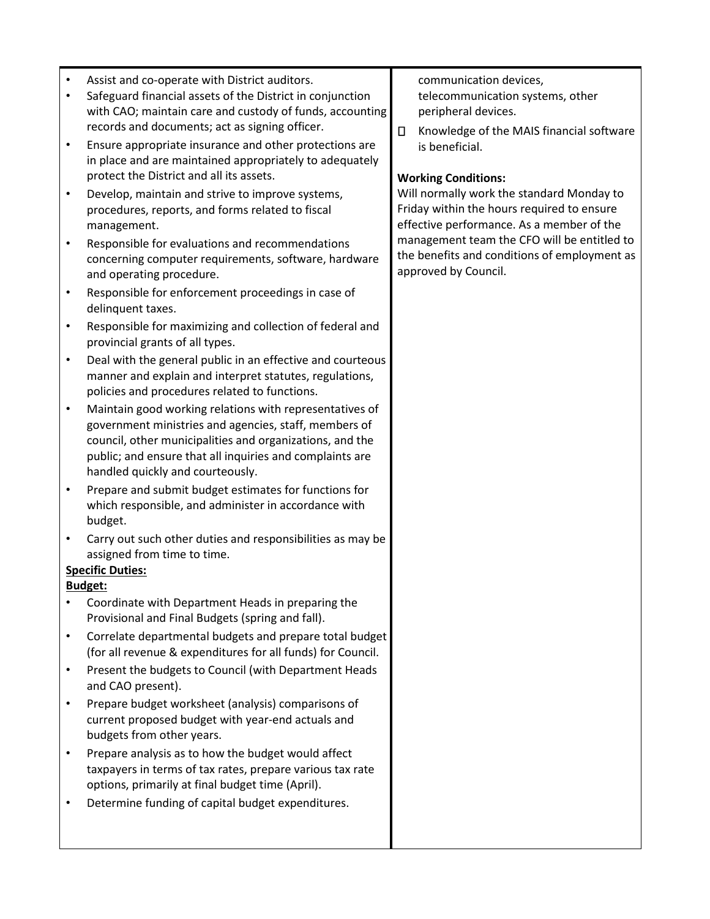- Assist and co-operate with District auditors.
- Safeguard financial assets of the District in conjunction with CAO; maintain care and custody of funds, accounting records and documents; act as signing officer.
- Ensure appropriate insurance and other protections are in place and are maintained appropriately to adequately protect the District and all its assets.
- Develop, maintain and strive to improve systems, procedures, reports, and forms related to fiscal management.
- Responsible for evaluations and recommendations concerning computer requirements, software, hardware and operating procedure.
- Responsible for enforcement proceedings in case of delinquent taxes.
- Responsible for maximizing and collection of federal and provincial grants of all types.
- Deal with the general public in an effective and courteous manner and explain and interpret statutes, regulations, policies and procedures related to functions.
- Maintain good working relations with representatives of government ministries and agencies, staff, members of council, other municipalities and organizations, and the public; and ensure that all inquiries and complaints are handled quickly and courteously.
- Prepare and submit budget estimates for functions for which responsible, and administer in accordance with budget.
- Carry out such other duties and responsibilities as may be assigned from time to time.

**Specific Duties:**

**Budget:**

- Coordinate with Department Heads in preparing the Provisional and Final Budgets (spring and fall).
- Correlate departmental budgets and prepare total budget (for all revenue & expenditures for all funds) for Council.
- Present the budgets to Council (with Department Heads and CAO present).
- Prepare budget worksheet (analysis) comparisons of current proposed budget with year-end actuals and budgets from other years.
- Prepare analysis as to how the budget would affect taxpayers in terms of tax rates, prepare various tax rate options, primarily at final budget time (April).
- Determine funding of capital budget expenditures.

communication devices, telecommunication systems, other peripheral devices.

- Knowledge of the MAIS financial software is beneficial.

**Working Conditions:**

Will normally work the standard Monday to Friday within the hours required to ensure effective performance. As a member of the management team the CFO will be entitled to the benefits and conditions of employment as approved by Council.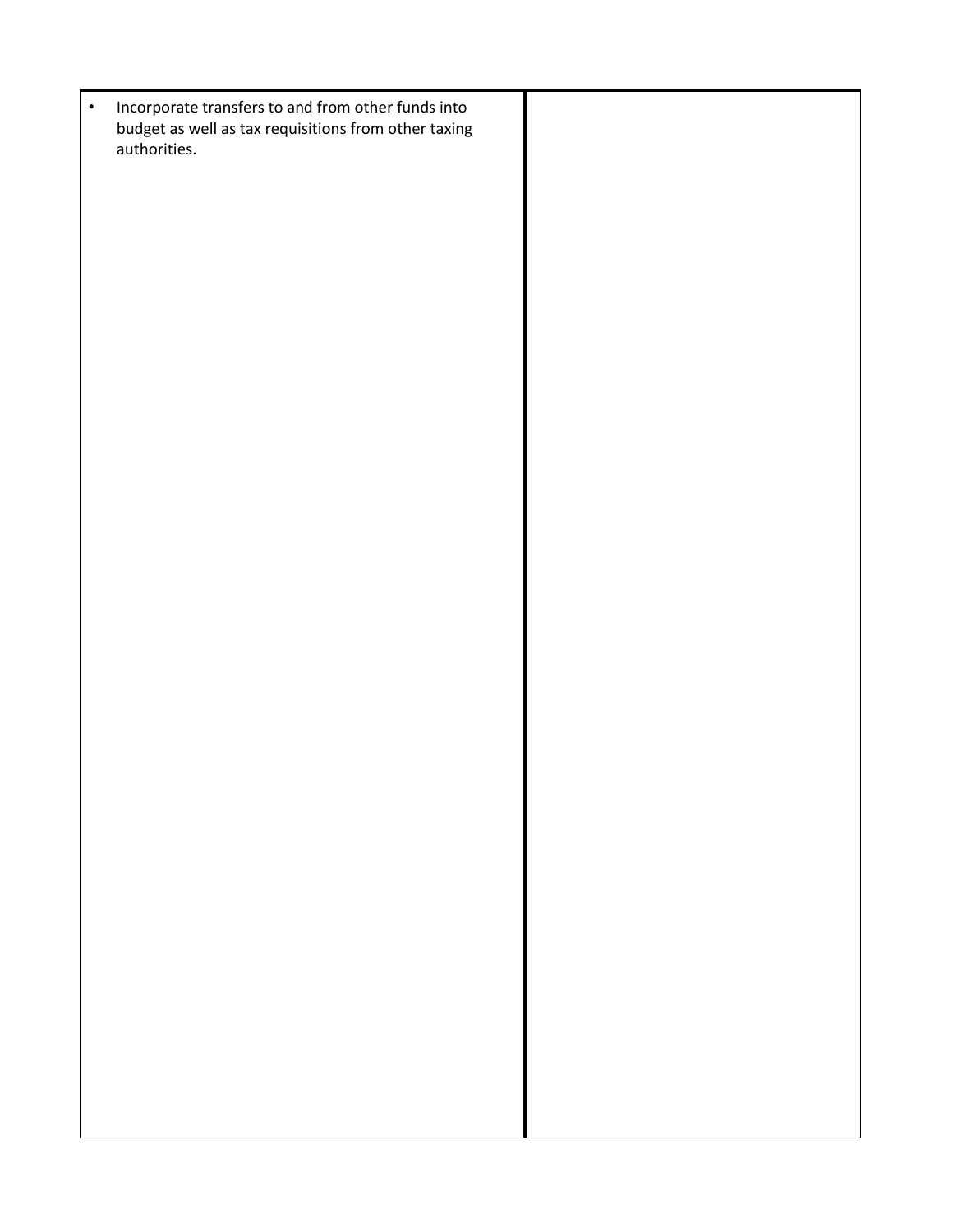| | |
|---|---|
| • Incorporate transfers to and from other funds into budget as well as tax requisitions from other taxing authorities. | |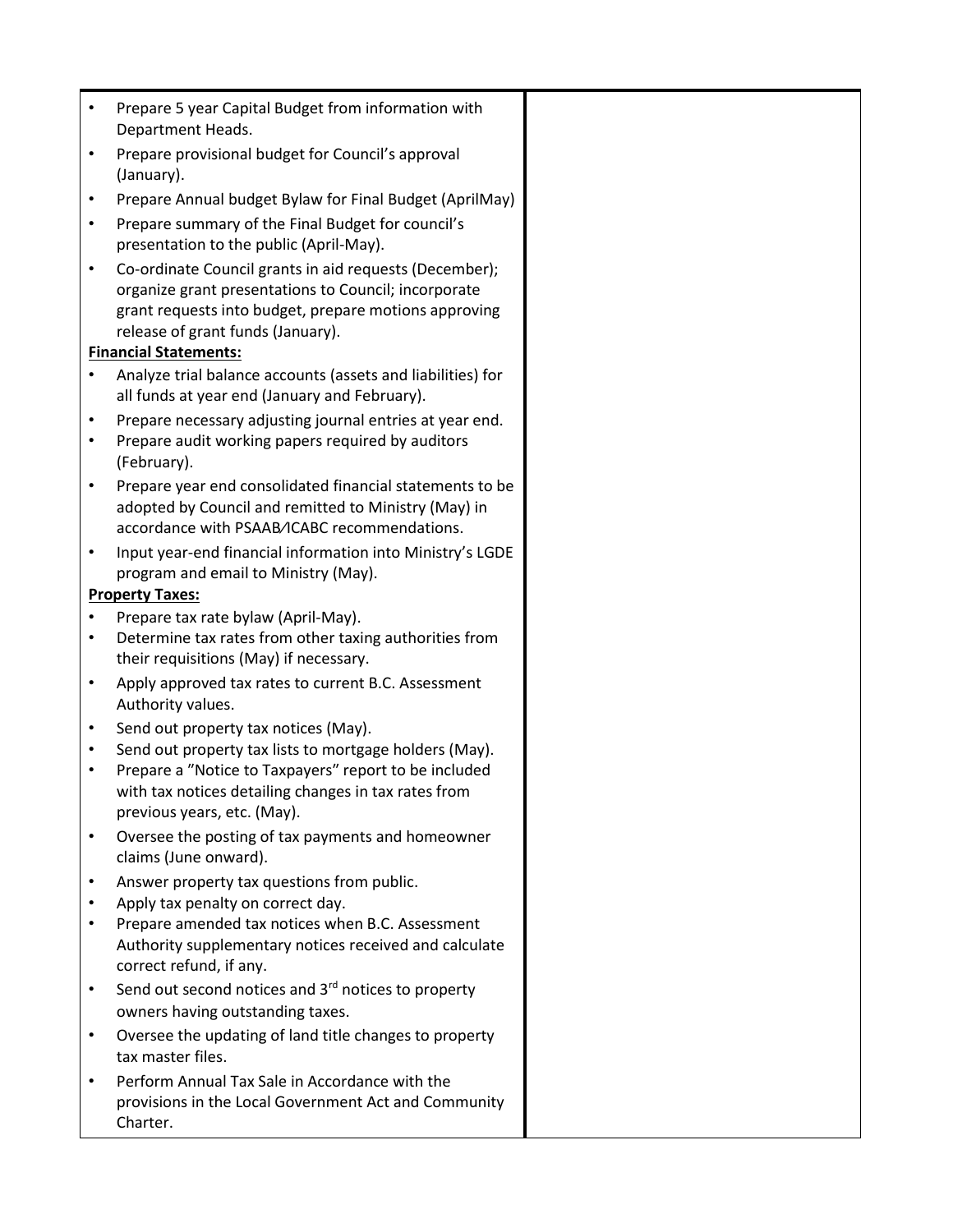- Prepare 5 year Capital Budget from information with Department Heads.
- Prepare provisional budget for Council's approval (January).
- Prepare Annual budget Bylaw for Final Budget (AprilMay)
- Prepare summary of the Final Budget for council's presentation to the public (April-May).
- Co-ordinate Council grants in aid requests (December); organize grant presentations to Council; incorporate grant requests into budget, prepare motions approving release of grant funds (January).

**Financial Statements:**

- Analyze trial balance accounts (assets and liabilities) for all funds at year end (January and February).
- Prepare necessary adjusting journal entries at year end.
- Prepare audit working papers required by auditors (February).
- Prepare year end consolidated financial statements to be adopted by Council and remitted to Ministry (May) in accordance with PSAAB/ICABC recommendations.
- Input year-end financial information into Ministry's LGDE program and email to Ministry (May).

**Property Taxes:**

- Prepare tax rate bylaw (April-May).
- Determine tax rates from other taxing authorities from their requisitions (May) if necessary.
- Apply approved tax rates to current B.C. Assessment Authority values.
- Send out property tax notices (May).
- Send out property tax lists to mortgage holders (May).
- Prepare a "Notice to Taxpayers" report to be included with tax notices detailing changes in tax rates from previous years, etc. (May).
- Oversee the posting of tax payments and homeowner claims (June onward).
- Answer property tax questions from public.
- Apply tax penalty on correct day.
- Prepare amended tax notices when B.C. Assessment Authority supplementary notices received and calculate correct refund, if any.
- Send out second notices and 3rd notices to property owners having outstanding taxes.
- Oversee the updating of land title changes to property tax master files.
- Perform Annual Tax Sale in Accordance with the provisions in the Local Government Act and Community Charter.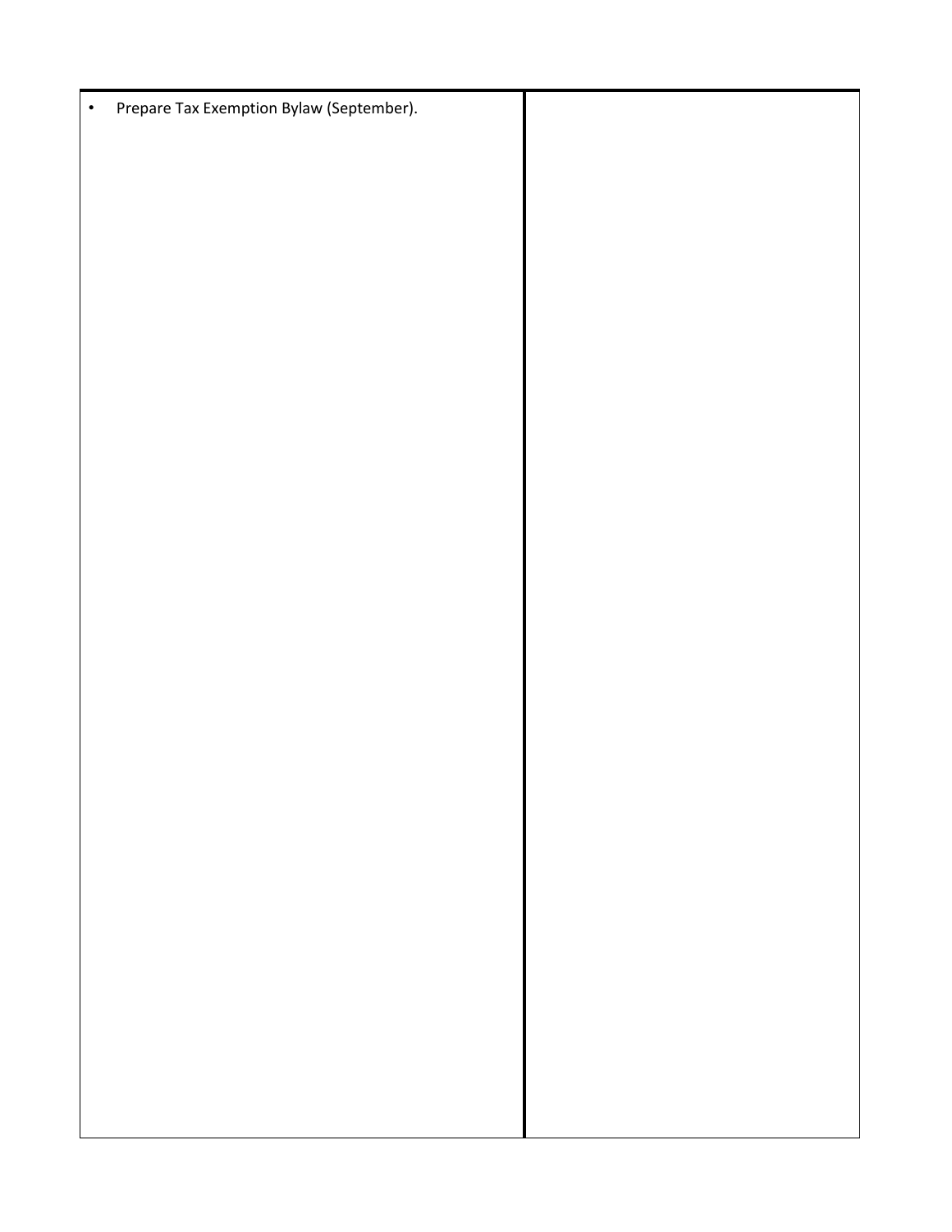| | |
|---|---|
| • Prepare Tax Exemption Bylaw (September). | |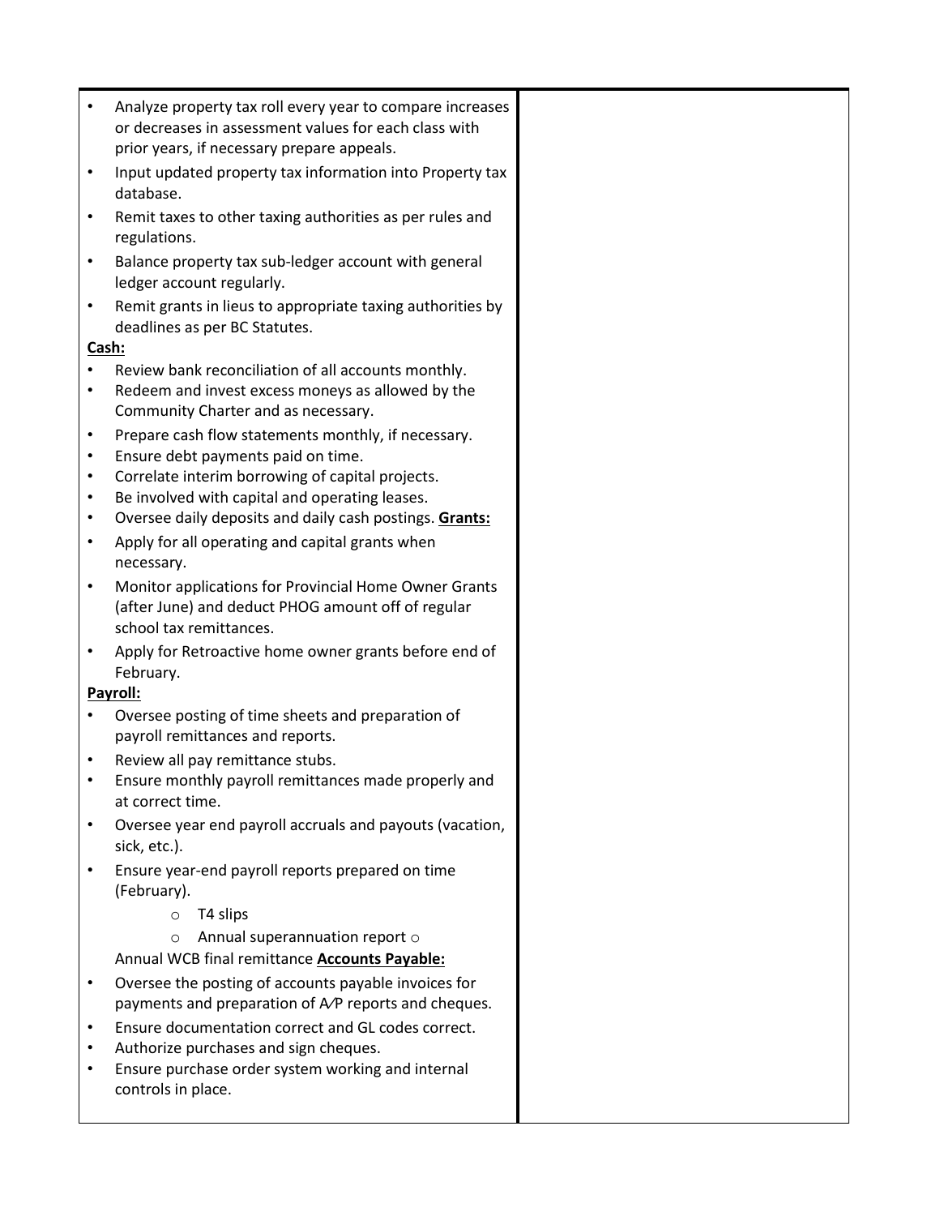- Analyze property tax roll every year to compare increases or decreases in assessment values for each class with prior years, if necessary prepare appeals.
- Input updated property tax information into Property tax database.
- Remit taxes to other taxing authorities as per rules and regulations.
- Balance property tax sub-ledger account with general ledger account regularly.
- Remit grants in lieus to appropriate taxing authorities by deadlines as per BC Statutes.

**Cash:**

- Review bank reconciliation of all accounts monthly.
- Redeem and invest excess moneys as allowed by the Community Charter and as necessary.
- Prepare cash flow statements monthly, if necessary.
- Ensure debt payments paid on time.
- Correlate interim borrowing of capital projects.
- Be involved with capital and operating leases.
- Oversee daily deposits and daily cash postings.

**Grants:**

- Apply for all operating and capital grants when necessary.
- Monitor applications for Provincial Home Owner Grants (after June) and deduct PHOG amount off of regular school tax remittances.
- Apply for Retroactive home owner grants before end of February.

**Payroll:**

- Oversee posting of time sheets and preparation of payroll remittances and reports.
- Review all pay remittance stubs.
- Ensure monthly payroll remittances made properly and at correct time.
- Oversee year end payroll accruals and payouts (vacation, sick, etc.).
- Ensure year-end payroll reports prepared on time (February).
    - T4 slips
    - Annual superannuation report
    - Annual WCB final remittance

**Accounts Payable:**

- Oversee the posting of accounts payable invoices for payments and preparation of A/P reports and cheques.
- Ensure documentation correct and GL codes correct.
- Authorize purchases and sign cheques.
- Ensure purchase order system working and internal controls in place.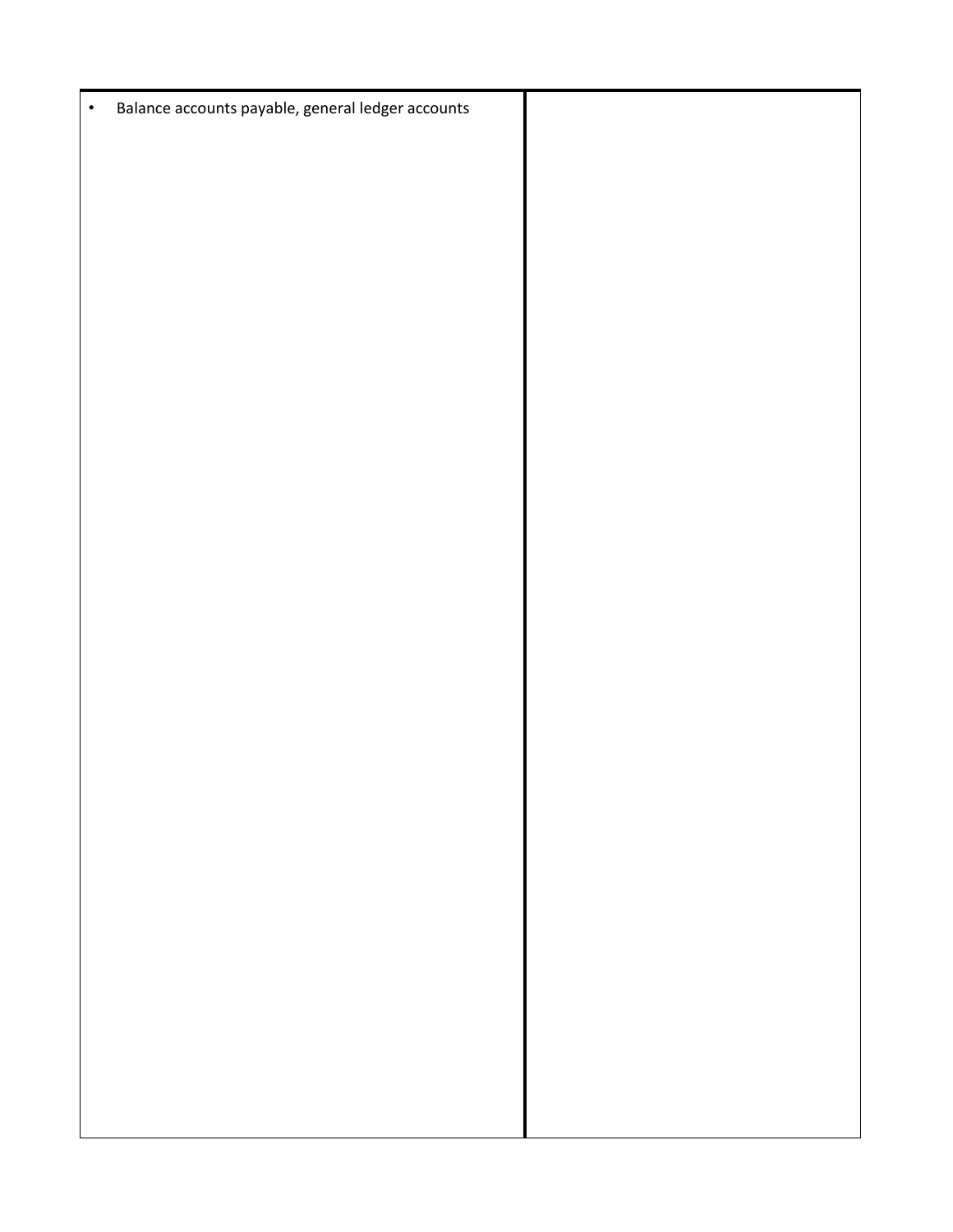| | |
|---|---|
| • Balance accounts payable, general ledger accounts | |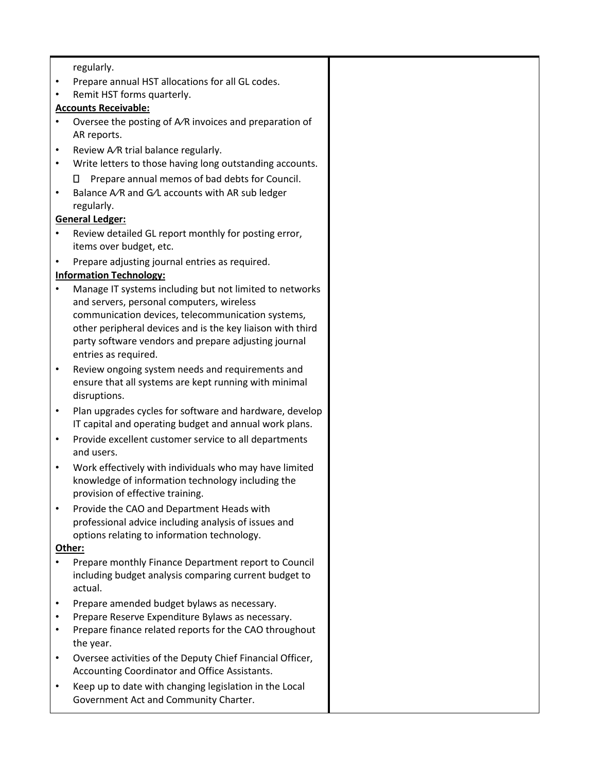regularly.

- Prepare annual HST allocations for all GL codes.
- Remit HST forms quarterly.

**Accounts Receivable:**

- Oversee the posting of A/R invoices and preparation of AR reports.
- Review A/R trial balance regularly.
- Write letters to those having long outstanding accounts.
  - Prepare annual memos of bad debts for Council.
- Balance A/R and G/L accounts with AR sub ledger regularly.

**General Ledger:**

- Review detailed GL report monthly for posting error, items over budget, etc.
- Prepare adjusting journal entries as required.

**Information Technology:**

- Manage IT systems including but not limited to networks and servers, personal computers, wireless communication devices, telecommunication systems, other peripheral devices and is the key liaison with third party software vendors and prepare adjusting journal entries as required.
- Review ongoing system needs and requirements and ensure that all systems are kept running with minimal disruptions.
- Plan upgrades cycles for software and hardware, develop IT capital and operating budget and annual work plans.
- Provide excellent customer service to all departments and users.
- Work effectively with individuals who may have limited knowledge of information technology including the provision of effective training.
- Provide the CAO and Department Heads with professional advice including analysis of issues and options relating to information technology.

**Other:**

- Prepare monthly Finance Department report to Council including budget analysis comparing current budget to actual.
- Prepare amended budget bylaws as necessary.
- Prepare Reserve Expenditure Bylaws as necessary.
- Prepare finance related reports for the CAO throughout the year.
- Oversee activities of the Deputy Chief Financial Officer, Accounting Coordinator and Office Assistants.
- Keep up to date with changing legislation in the Local Government Act and Community Charter.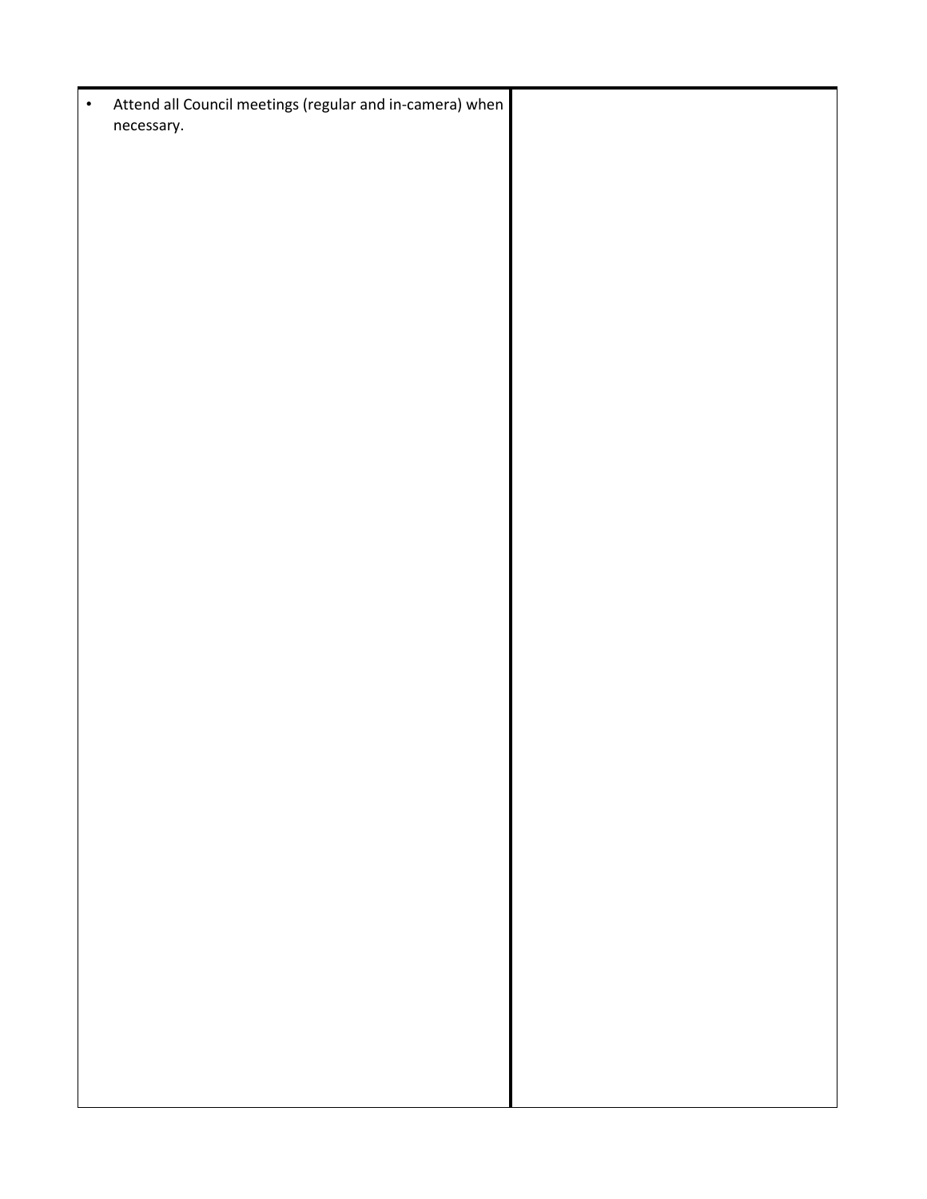| | |
|---|---|
| • Attend all Council meetings (regular and in-camera) when necessary. | |